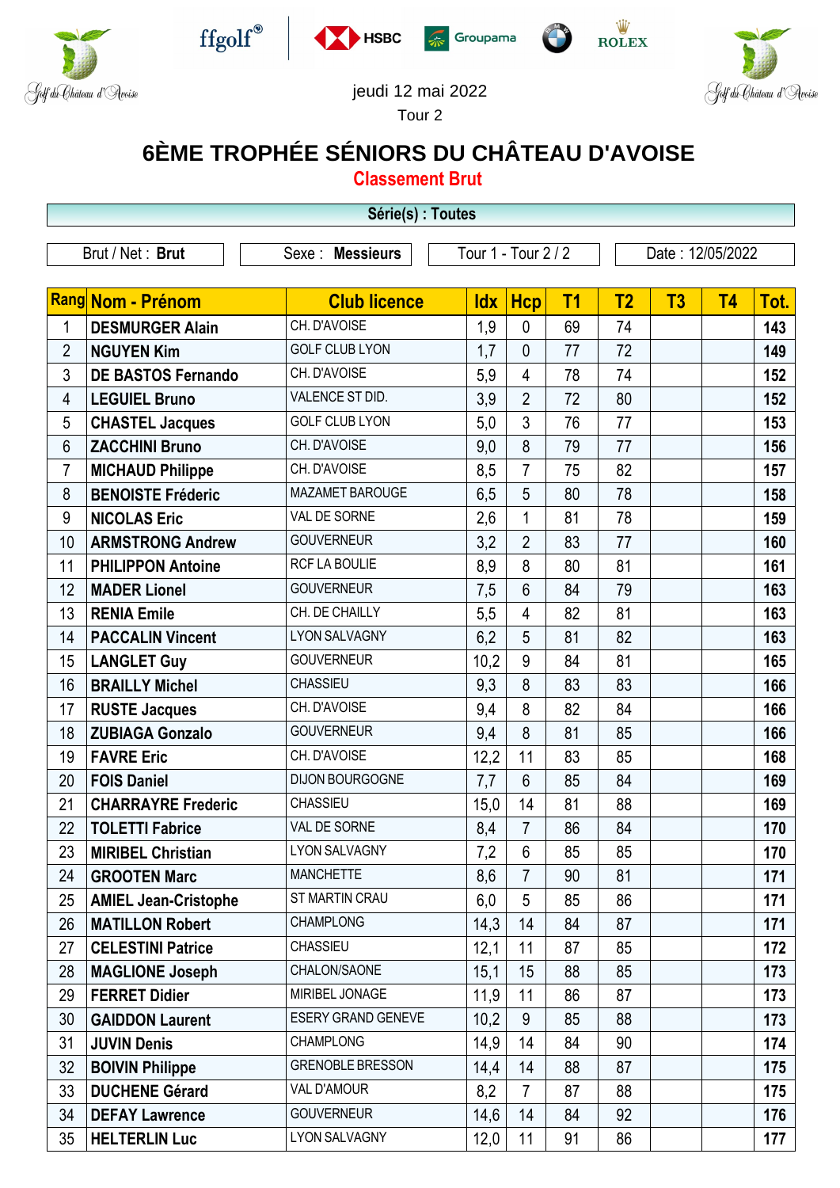jeudi 12 mai 2022

Tour 2

# 6ÈME TROPHÉE SÉNIORS DU CHÂTEAU D'AVOISE

## Classement Brut

**Série(s) : Toutes**

| Brut / Net : **Brut** | Sexe : **Messieurs** | Tour 1 - Tour 2 / 2 | Date : 12/05/2022 |
|---|---|---|---|

| Rang | Nom - Prénom | Club licence | Idx | Hcp | T1 | T2 | T3 | T4 | Tot. |
|---|---|---|---|---|---|---|---|---|---|
| 1 | **DESMURGER Alain** | CH. D'AVOISE | 1,9 | 0 | 69 | 74 | | | **143** |
| 2 | **NGUYEN Kim** | GOLF CLUB LYON | 1,7 | 0 | 77 | 72 | | | **149** |
| 3 | **DE BASTOS Fernando** | CH. D'AVOISE | 5,9 | 4 | 78 | 74 | | | **152** |
| 4 | **LEGUIEL Bruno** | VALENCE ST DID. | 3,9 | 2 | 72 | 80 | | | **152** |
| 5 | **CHASTEL Jacques** | GOLF CLUB LYON | 5,0 | 3 | 76 | 77 | | | **153** |
| 6 | **ZACCHINI Bruno** | CH. D'AVOISE | 9,0 | 8 | 79 | 77 | | | **156** |
| 7 | **MICHAUD Philippe** | CH. D'AVOISE | 8,5 | 7 | 75 | 82 | | | **157** |
| 8 | **BENOISTE Fréderic** | MAZAMET BAROUGE | 6,5 | 5 | 80 | 78 | | | **158** |
| 9 | **NICOLAS Eric** | VAL DE SORNE | 2,6 | 1 | 81 | 78 | | | **159** |
| 10 | **ARMSTRONG Andrew** | GOUVERNEUR | 3,2 | 2 | 83 | 77 | | | **160** |
| 11 | **PHILIPPON Antoine** | RCF LA BOULIE | 8,9 | 8 | 80 | 81 | | | **161** |
| 12 | **MADER Lionel** | GOUVERNEUR | 7,5 | 6 | 84 | 79 | | | **163** |
| 13 | **RENIA Emile** | CH. DE CHAILLY | 5,5 | 4 | 82 | 81 | | | **163** |
| 14 | **PACCALIN Vincent** | LYON SALVAGNY | 6,2 | 5 | 81 | 82 | | | **163** |
| 15 | **LANGLET Guy** | GOUVERNEUR | 10,2 | 9 | 84 | 81 | | | **165** |
| 16 | **BRAILLY Michel** | CHASSIEU | 9,3 | 8 | 83 | 83 | | | **166** |
| 17 | **RUSTE Jacques** | CH. D'AVOISE | 9,4 | 8 | 82 | 84 | | | **166** |
| 18 | **ZUBIAGA Gonzalo** | GOUVERNEUR | 9,4 | 8 | 81 | 85 | | | **166** |
| 19 | **FAVRE Eric** | CH. D'AVOISE | 12,2 | 11 | 83 | 85 | | | **168** |
| 20 | **FOIS Daniel** | DIJON BOURGOGNE | 7,7 | 6 | 85 | 84 | | | **169** |
| 21 | **CHARRAYRE Frederic** | CHASSIEU | 15,0 | 14 | 81 | 88 | | | **169** |
| 22 | **TOLETTI Fabrice** | VAL DE SORNE | 8,4 | 7 | 86 | 84 | | | **170** |
| 23 | **MIRIBEL Christian** | LYON SALVAGNY | 7,2 | 6 | 85 | 85 | | | **170** |
| 24 | **GROOTEN Marc** | MANCHETTE | 8,6 | 7 | 90 | 81 | | | **171** |
| 25 | **AMIEL Jean-Cristophe** | ST MARTIN CRAU | 6,0 | 5 | 85 | 86 | | | **171** |
| 26 | **MATILLON Robert** | CHAMPLONG | 14,3 | 14 | 84 | 87 | | | **171** |
| 27 | **CELESTINI Patrice** | CHASSIEU | 12,1 | 11 | 87 | 85 | | | **172** |
| 28 | **MAGLIONE Joseph** | CHALON/SAONE | 15,1 | 15 | 88 | 85 | | | **173** |
| 29 | **FERRET Didier** | MIRIBEL JONAGE | 11,9 | 11 | 86 | 87 | | | **173** |
| 30 | **GAIDDON Laurent** | ESERY GRAND GENEVE | 10,2 | 9 | 85 | 88 | | | **173** |
| 31 | **JUVIN Denis** | CHAMPLONG | 14,9 | 14 | 84 | 90 | | | **174** |
| 32 | **BOIVIN Philippe** | GRENOBLE BRESSON | 14,4 | 14 | 88 | 87 | | | **175** |
| 33 | **DUCHENE Gérard** | VAL D'AMOUR | 8,2 | 7 | 87 | 88 | | | **175** |
| 34 | **DEFAY Lawrence** | GOUVERNEUR | 14,6 | 14 | 84 | 92 | | | **176** |
| 35 | **HELTERLIN Luc** | LYON SALVAGNY | 12,0 | 11 | 91 | 86 | | | **177** |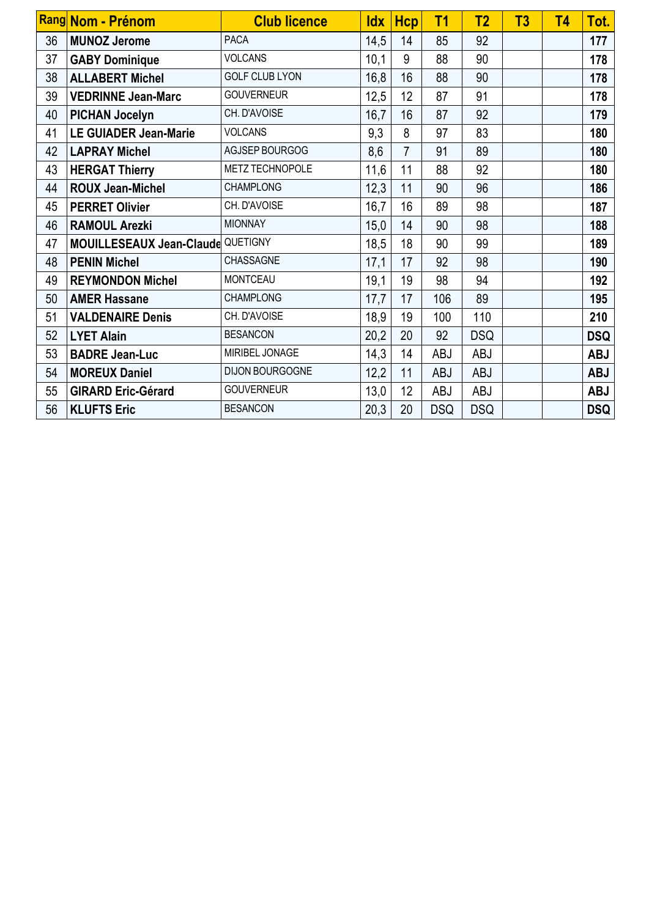| Rang | Nom - Prénom | Club licence | Idx | Hcp | T1 | T2 | T3 | T4 | Tot. |
|---|---|---|---|---|---|---|---|---|---|
| 36 | **MUNOZ Jerome** | PACA | 14,5 | 14 | 85 | 92 | | | **177** |
| 37 | **GABY Dominique** | VOLCANS | 10,1 | 9 | 88 | 90 | | | **178** |
| 38 | **ALLABERT Michel** | GOLF CLUB LYON | 16,8 | 16 | 88 | 90 | | | **178** |
| 39 | **VEDRINNE Jean-Marc** | GOUVERNEUR | 12,5 | 12 | 87 | 91 | | | **178** |
| 40 | **PICHAN Jocelyn** | CH. D'AVOISE | 16,7 | 16 | 87 | 92 | | | **179** |
| 41 | **LE GUIADER Jean-Marie** | VOLCANS | 9,3 | 8 | 97 | 83 | | | **180** |
| 42 | **LAPRAY Michel** | AGJSEP BOURGOG | 8,6 | 7 | 91 | 89 | | | **180** |
| 43 | **HERGAT Thierry** | METZ TECHNOPOLE | 11,6 | 11 | 88 | 92 | | | **180** |
| 44 | **ROUX Jean-Michel** | CHAMPLONG | 12,3 | 11 | 90 | 96 | | | **186** |
| 45 | **PERRET Olivier** | CH. D'AVOISE | 16,7 | 16 | 89 | 98 | | | **187** |
| 46 | **RAMOUL Arezki** | MIONNAY | 15,0 | 14 | 90 | 98 | | | **188** |
| 47 | **MOUILLESEAUX Jean-Claude** | QUETIGNY | 18,5 | 18 | 90 | 99 | | | **189** |
| 48 | **PENIN Michel** | CHASSAGNE | 17,1 | 17 | 92 | 98 | | | **190** |
| 49 | **REYMONDON Michel** | MONTCEAU | 19,1 | 19 | 98 | 94 | | | **192** |
| 50 | **AMER Hassane** | CHAMPLONG | 17,7 | 17 | 106 | 89 | | | **195** |
| 51 | **VALDENAIRE Denis** | CH. D'AVOISE | 18,9 | 19 | 100 | 110 | | | **210** |
| 52 | **LYET Alain** | BESANCON | 20,2 | 20 | 92 | DSQ | | | **DSQ** |
| 53 | **BADRE Jean-Luc** | MIRIBEL JONAGE | 14,3 | 14 | ABJ | ABJ | | | **ABJ** |
| 54 | **MOREUX Daniel** | DIJON BOURGOGNE | 12,2 | 11 | ABJ | ABJ | | | **ABJ** |
| 55 | **GIRARD Eric-Gérard** | GOUVERNEUR | 13,0 | 12 | ABJ | ABJ | | | **ABJ** |
| 56 | **KLUFTS Eric** | BESANCON | 20,3 | 20 | DSQ | DSQ | | | **DSQ** |